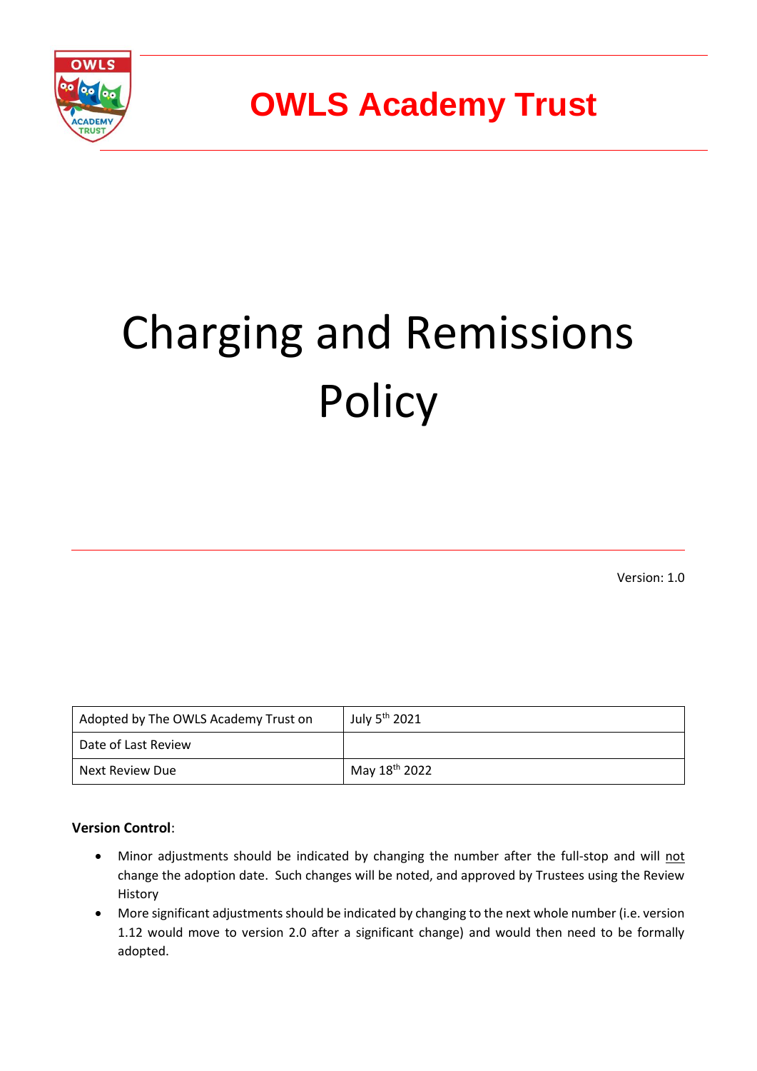# OWLS Academy Trust

# Charging and Remissions Policy

Version: 1.0

| Adopted by The OWLS Academy Trust on | July 5th 2021 |
|---|---|
| Date of Last Review | |
| Next Review Due | May 18th 2022 |

**Version Control**:

- Minor adjustments should be indicated by changing the number after the full-stop and will not change the adoption date. Such changes will be noted, and approved by Trustees using the Review History
- More significant adjustments should be indicated by changing to the next whole number (i.e. version 1.12 would move to version 2.0 after a significant change) and would then need to be formally adopted.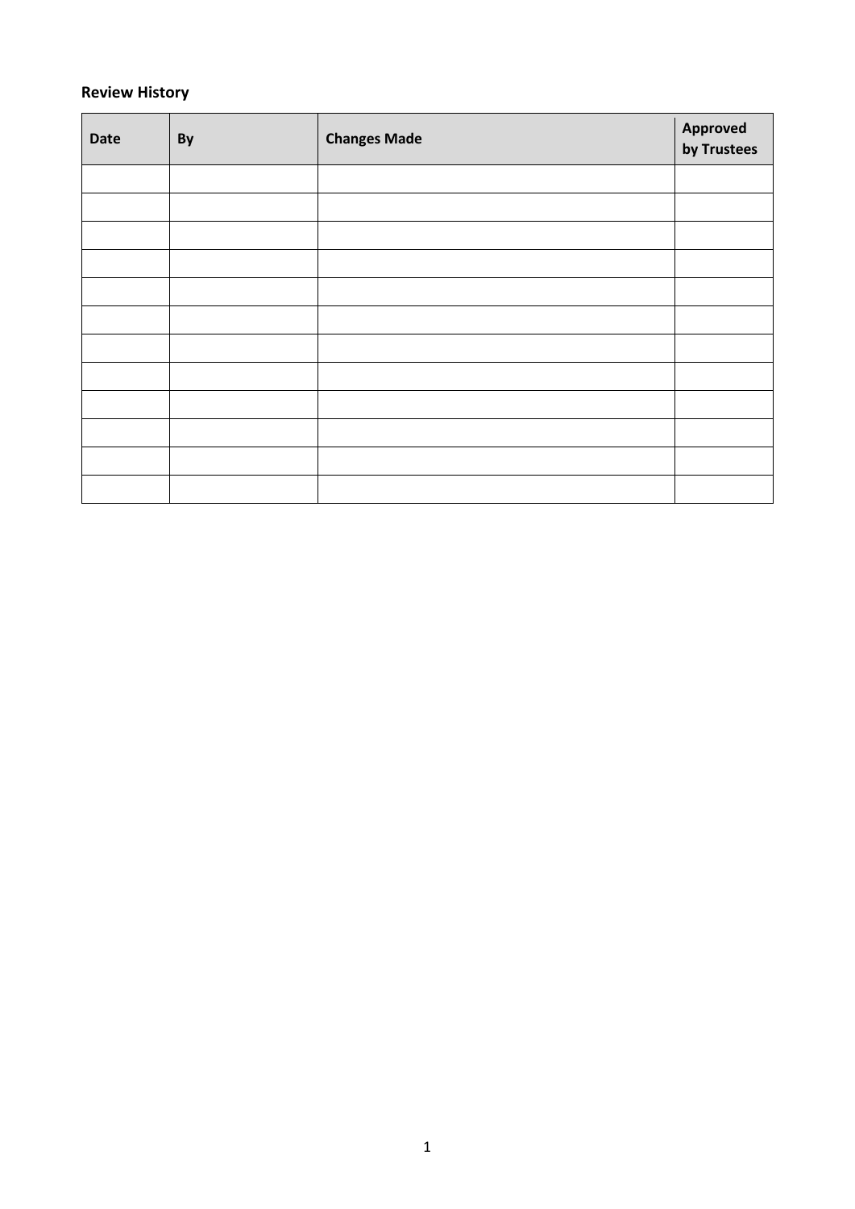**Review History**

| Date | By | Changes Made | Approved by Trustees |
| --- | --- | --- | --- |
| | | | |
| | | | |
| | | | |
| | | | |
| | | | |
| | | | |
| | | | |
| | | | |
| | | | |
| | | | |
| | | | |
| | | | |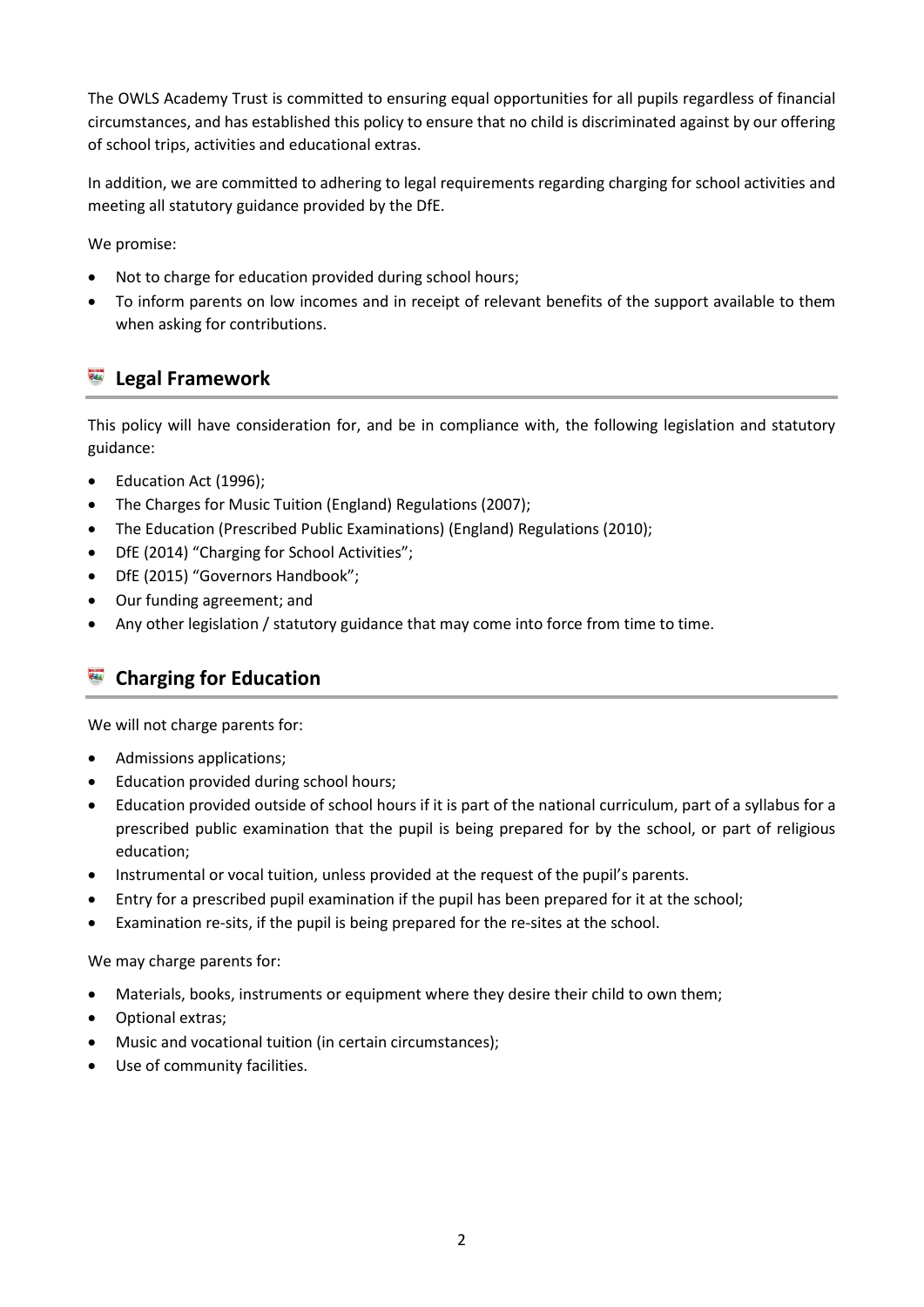The OWLS Academy Trust is committed to ensuring equal opportunities for all pupils regardless of financial circumstances, and has established this policy to ensure that no child is discriminated against by our offering of school trips, activities and educational extras.

In addition, we are committed to adhering to legal requirements regarding charging for school activities and meeting all statutory guidance provided by the DfE.

We promise:

- Not to charge for education provided during school hours;
- To inform parents on low incomes and in receipt of relevant benefits of the support available to them when asking for contributions.

## Legal Framework

This policy will have consideration for, and be in compliance with, the following legislation and statutory guidance:

- Education Act (1996);
- The Charges for Music Tuition (England) Regulations (2007);
- The Education (Prescribed Public Examinations) (England) Regulations (2010);
- DfE (2014) "Charging for School Activities";
- DfE (2015) "Governors Handbook";
- Our funding agreement; and
- Any other legislation / statutory guidance that may come into force from time to time.

## Charging for Education

We will not charge parents for:

- Admissions applications;
- Education provided during school hours;
- Education provided outside of school hours if it is part of the national curriculum, part of a syllabus for a prescribed public examination that the pupil is being prepared for by the school, or part of religious education;
- Instrumental or vocal tuition, unless provided at the request of the pupil's parents.
- Entry for a prescribed pupil examination if the pupil has been prepared for it at the school;
- Examination re-sits, if the pupil is being prepared for the re-sites at the school.

We may charge parents for:

- Materials, books, instruments or equipment where they desire their child to own them;
- Optional extras;
- Music and vocational tuition (in certain circumstances);
- Use of community facilities.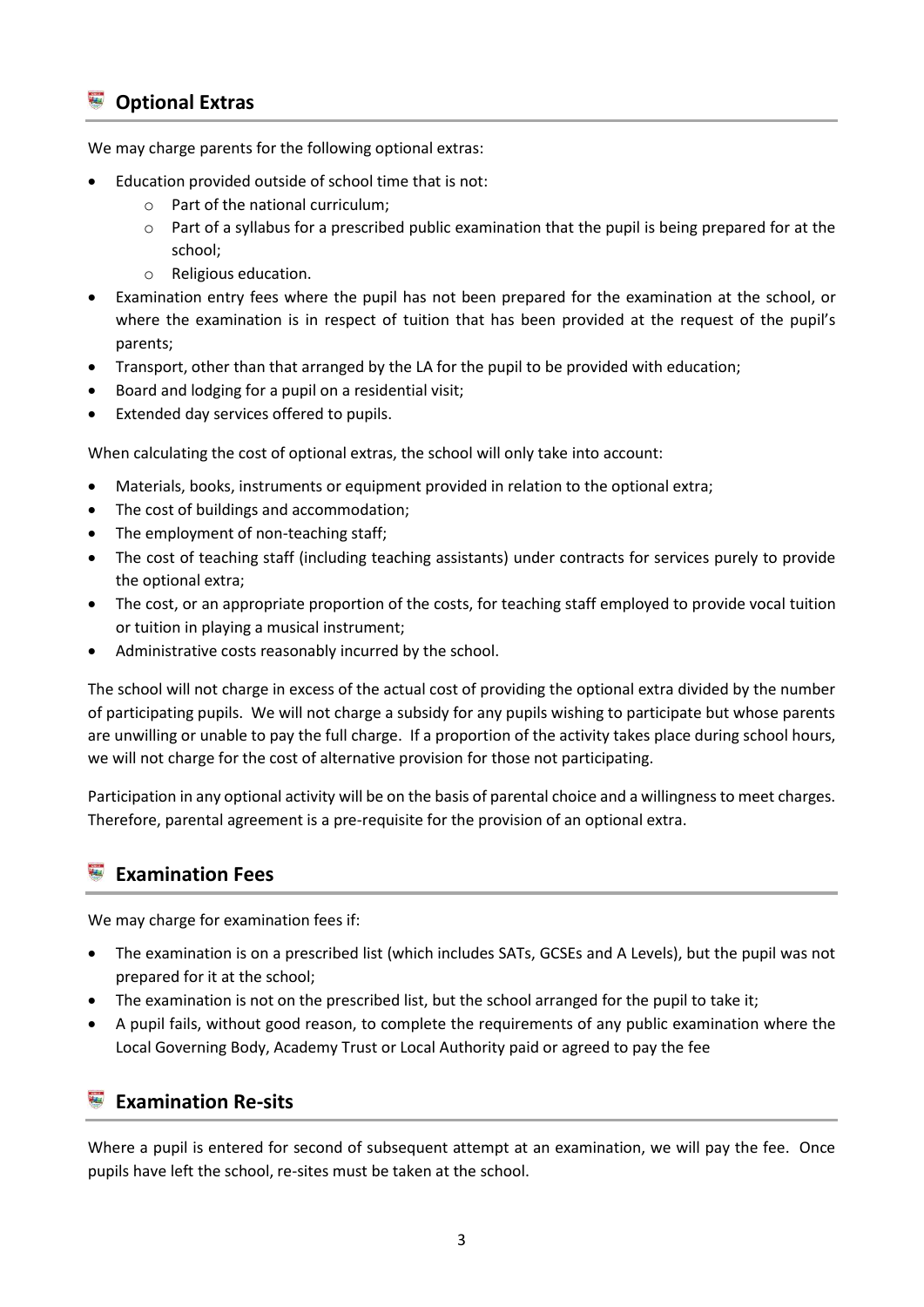## Optional Extras

We may charge parents for the following optional extras:

- Education provided outside of school time that is not:
    - Part of the national curriculum;
    - Part of a syllabus for a prescribed public examination that the pupil is being prepared for at the school;
    - Religious education.
- Examination entry fees where the pupil has not been prepared for the examination at the school, or where the examination is in respect of tuition that has been provided at the request of the pupil's parents;
- Transport, other than that arranged by the LA for the pupil to be provided with education;
- Board and lodging for a pupil on a residential visit;
- Extended day services offered to pupils.

When calculating the cost of optional extras, the school will only take into account:

- Materials, books, instruments or equipment provided in relation to the optional extra;
- The cost of buildings and accommodation;
- The employment of non-teaching staff;
- The cost of teaching staff (including teaching assistants) under contracts for services purely to provide the optional extra;
- The cost, or an appropriate proportion of the costs, for teaching staff employed to provide vocal tuition or tuition in playing a musical instrument;
- Administrative costs reasonably incurred by the school.

The school will not charge in excess of the actual cost of providing the optional extra divided by the number of participating pupils. We will not charge a subsidy for any pupils wishing to participate but whose parents are unwilling or unable to pay the full charge. If a proportion of the activity takes place during school hours, we will not charge for the cost of alternative provision for those not participating.

Participation in any optional activity will be on the basis of parental choice and a willingness to meet charges. Therefore, parental agreement is a pre-requisite for the provision of an optional extra.

## Examination Fees

We may charge for examination fees if:

- The examination is on a prescribed list (which includes SATs, GCSEs and A Levels), but the pupil was not prepared for it at the school;
- The examination is not on the prescribed list, but the school arranged for the pupil to take it;
- A pupil fails, without good reason, to complete the requirements of any public examination where the Local Governing Body, Academy Trust or Local Authority paid or agreed to pay the fee

## Examination Re-sits

Where a pupil is entered for second of subsequent attempt at an examination, we will pay the fee. Once pupils have left the school, re-sites must be taken at the school.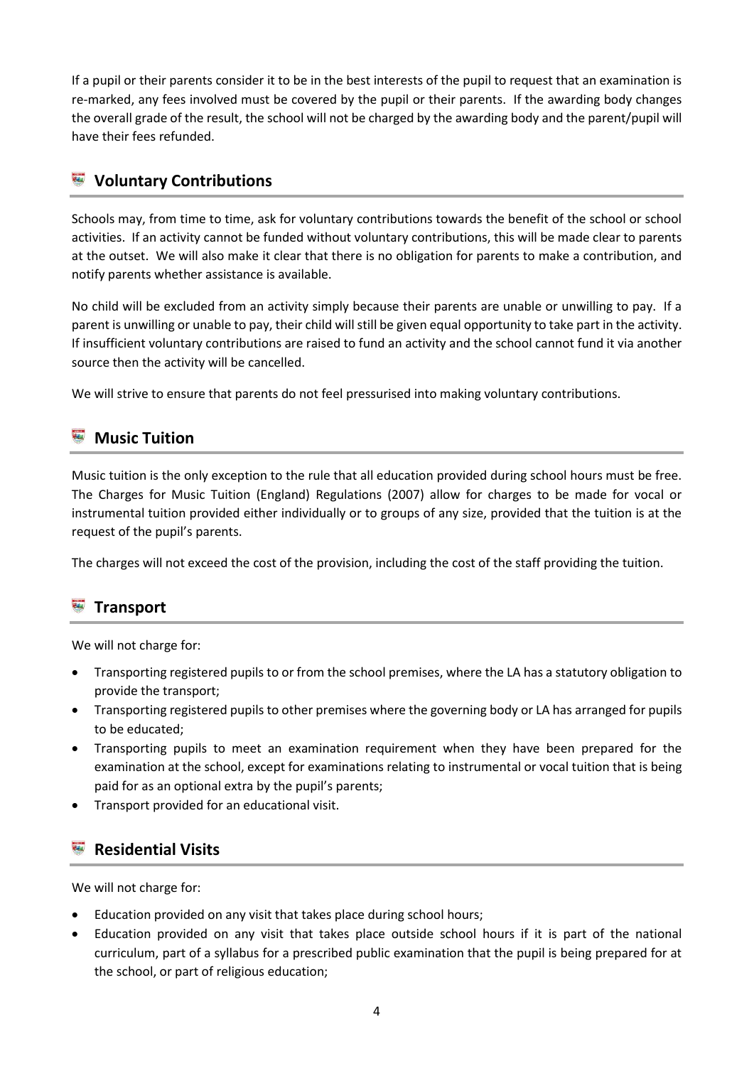If a pupil or their parents consider it to be in the best interests of the pupil to request that an examination is re-marked, any fees involved must be covered by the pupil or their parents. If the awarding body changes the overall grade of the result, the school will not be charged by the awarding body and the parent/pupil will have their fees refunded.

## Voluntary Contributions

Schools may, from time to time, ask for voluntary contributions towards the benefit of the school or school activities. If an activity cannot be funded without voluntary contributions, this will be made clear to parents at the outset. We will also make it clear that there is no obligation for parents to make a contribution, and notify parents whether assistance is available.

No child will be excluded from an activity simply because their parents are unable or unwilling to pay. If a parent is unwilling or unable to pay, their child will still be given equal opportunity to take part in the activity. If insufficient voluntary contributions are raised to fund an activity and the school cannot fund it via another source then the activity will be cancelled.

We will strive to ensure that parents do not feel pressurised into making voluntary contributions.

## Music Tuition

Music tuition is the only exception to the rule that all education provided during school hours must be free. The Charges for Music Tuition (England) Regulations (2007) allow for charges to be made for vocal or instrumental tuition provided either individually or to groups of any size, provided that the tuition is at the request of the pupil's parents.

The charges will not exceed the cost of the provision, including the cost of the staff providing the tuition.

## Transport

We will not charge for:

- Transporting registered pupils to or from the school premises, where the LA has a statutory obligation to provide the transport;
- Transporting registered pupils to other premises where the governing body or LA has arranged for pupils to be educated;
- Transporting pupils to meet an examination requirement when they have been prepared for the examination at the school, except for examinations relating to instrumental or vocal tuition that is being paid for as an optional extra by the pupil's parents;
- Transport provided for an educational visit.

## Residential Visits

We will not charge for:

- Education provided on any visit that takes place during school hours;
- Education provided on any visit that takes place outside school hours if it is part of the national curriculum, part of a syllabus for a prescribed public examination that the pupil is being prepared for at the school, or part of religious education;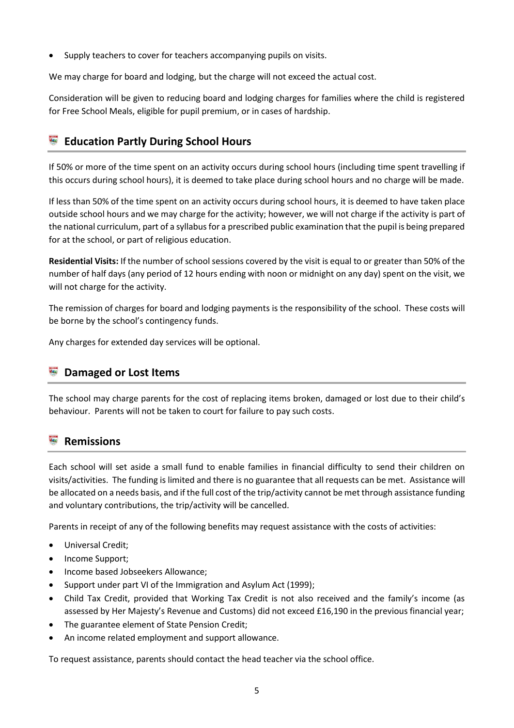- Supply teachers to cover for teachers accompanying pupils on visits.

We may charge for board and lodging, but the charge will not exceed the actual cost.

Consideration will be given to reducing board and lodging charges for families where the child is registered for Free School Meals, eligible for pupil premium, or in cases of hardship.

## Education Partly During School Hours

If 50% or more of the time spent on an activity occurs during school hours (including time spent travelling if this occurs during school hours), it is deemed to take place during school hours and no charge will be made.

If less than 50% of the time spent on an activity occurs during school hours, it is deemed to have taken place outside school hours and we may charge for the activity; however, we will not charge if the activity is part of the national curriculum, part of a syllabus for a prescribed public examination that the pupil is being prepared for at the school, or part of religious education.

**Residential Visits:** If the number of school sessions covered by the visit is equal to or greater than 50% of the number of half days (any period of 12 hours ending with noon or midnight on any day) spent on the visit, we will not charge for the activity.

The remission of charges for board and lodging payments is the responsibility of the school. These costs will be borne by the school's contingency funds.

Any charges for extended day services will be optional.

## Damaged or Lost Items

The school may charge parents for the cost of replacing items broken, damaged or lost due to their child's behaviour. Parents will not be taken to court for failure to pay such costs.

## Remissions

Each school will set aside a small fund to enable families in financial difficulty to send their children on visits/activities. The funding is limited and there is no guarantee that all requests can be met. Assistance will be allocated on a needs basis, and if the full cost of the trip/activity cannot be met through assistance funding and voluntary contributions, the trip/activity will be cancelled.

Parents in receipt of any of the following benefits may request assistance with the costs of activities:

- Universal Credit;
- Income Support;
- Income based Jobseekers Allowance;
- Support under part VI of the Immigration and Asylum Act (1999);
- Child Tax Credit, provided that Working Tax Credit is not also received and the family's income (as assessed by Her Majesty's Revenue and Customs) did not exceed £16,190 in the previous financial year;
- The guarantee element of State Pension Credit;
- An income related employment and support allowance.

To request assistance, parents should contact the head teacher via the school office.